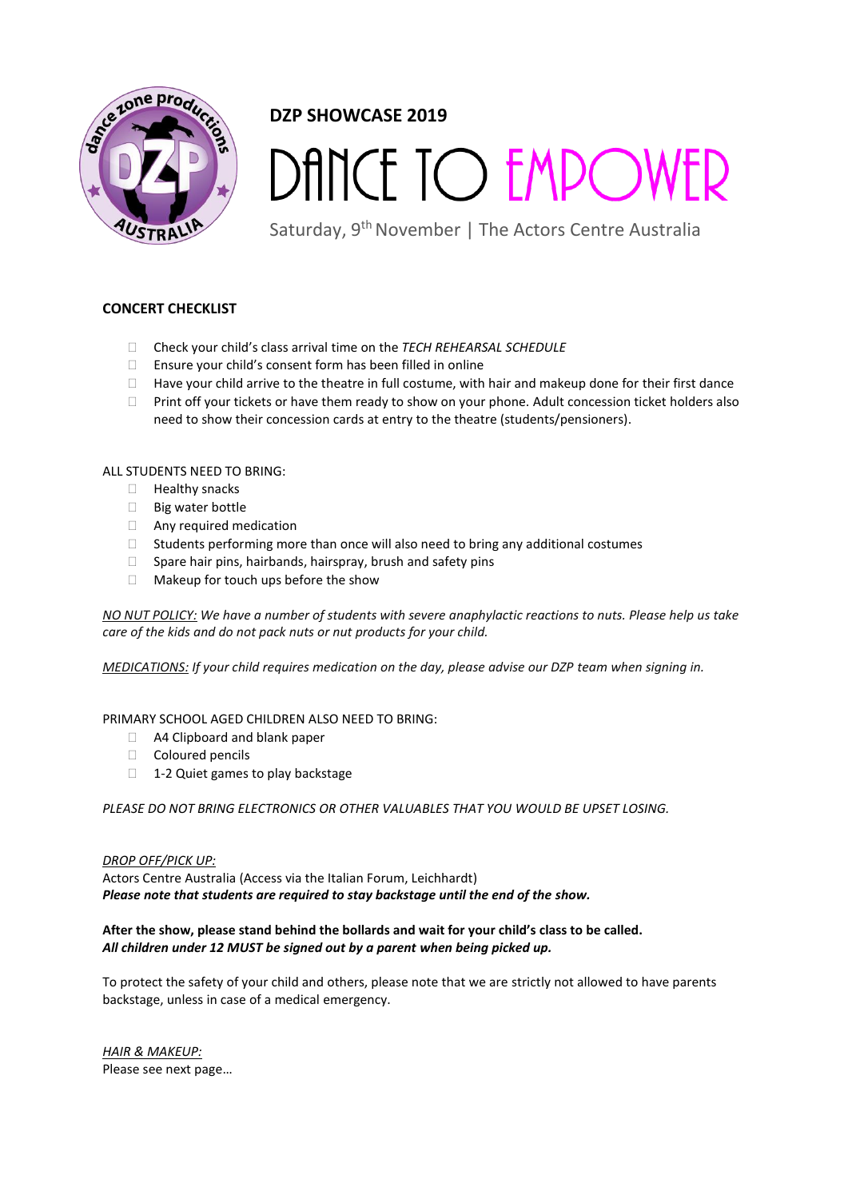**DZP SHOWCASE 2019**

# DANCE TO EMPOWER

Saturday, 9th November | The Actors Centre Australia

**CONCERT CHECKLIST**

- Check your child's class arrival time on the *TECH REHEARSAL SCHEDULE*
- Ensure your child's consent form has been filled in online
- Have your child arrive to the theatre in full costume, with hair and makeup done for their first dance
- Print off your tickets or have them ready to show on your phone. Adult concession ticket holders also need to show their concession cards at entry to the theatre (students/pensioners).

ALL STUDENTS NEED TO BRING:

- Healthy snacks
- Big water bottle
- Any required medication
- Students performing more than once will also need to bring any additional costumes
- Spare hair pins, hairbands, hairspray, brush and safety pins
- Makeup for touch ups before the show

*NO NUT POLICY:* *We have a number of students with severe anaphylactic reactions to nuts. Please help us take care of the kids and do not pack nuts or nut products for your child.*

*MEDICATIONS:* *If your child requires medication on the day, please advise our DZP team when signing in.*

PRIMARY SCHOOL AGED CHILDREN ALSO NEED TO BRING:

- A4 Clipboard and blank paper
- Coloured pencils
- 1-2 Quiet games to play backstage

*PLEASE DO NOT BRING ELECTRONICS OR OTHER VALUABLES THAT YOU WOULD BE UPSET LOSING.*

*DROP OFF/PICK UP:*
Actors Centre Australia (Access via the Italian Forum, Leichhardt)
***Please note that students are required to stay backstage until the end of the show.***

**After the show, please stand behind the bollards and wait for your child's class to be called.**
***All children under 12 MUST be signed out by a parent when being picked up.***

To protect the safety of your child and others, please note that we are strictly not allowed to have parents backstage, unless in case of a medical emergency.

*HAIR & MAKEUP:*
Please see next page…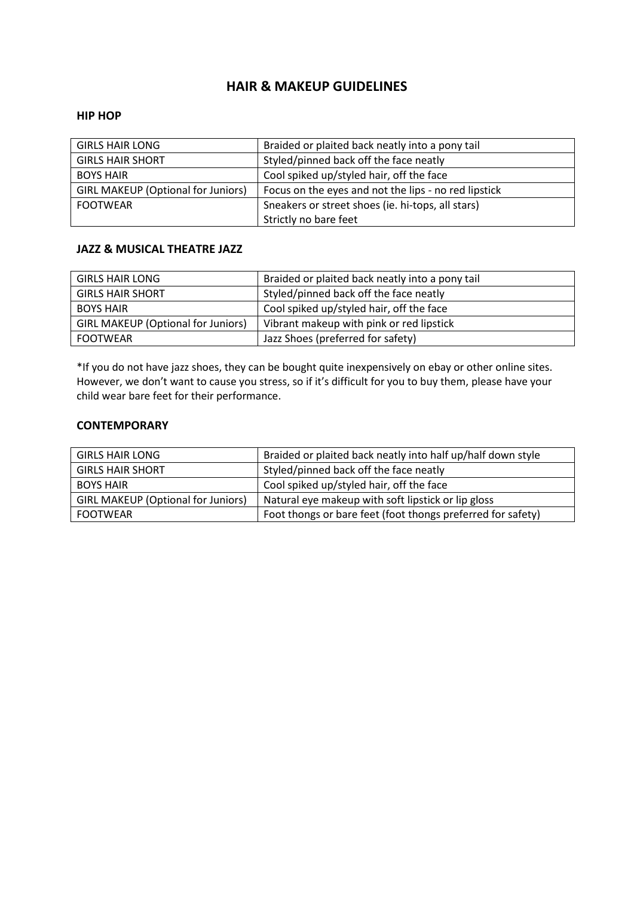# HAIR & MAKEUP GUIDELINES

## HIP HOP

| | |
|---|---|
| GIRLS HAIR LONG | Braided or plaited back neatly into a pony tail |
| GIRLS HAIR SHORT | Styled/pinned back off the face neatly |
| BOYS HAIR | Cool spiked up/styled hair, off the face |
| GIRL MAKEUP (Optional for Juniors) | Focus on the eyes and not the lips - no red lipstick |
| FOOTWEAR | Sneakers or street shoes (ie. hi-tops, all stars)<br>Strictly no bare feet |

## JAZZ & MUSICAL THEATRE JAZZ

| | |
|---|---|
| GIRLS HAIR LONG | Braided or plaited back neatly into a pony tail |
| GIRLS HAIR SHORT | Styled/pinned back off the face neatly |
| BOYS HAIR | Cool spiked up/styled hair, off the face |
| GIRL MAKEUP (Optional for Juniors) | Vibrant makeup with pink or red lipstick |
| FOOTWEAR | Jazz Shoes (preferred for safety) |

*If you do not have jazz shoes, they can be bought quite inexpensively on ebay or other online sites. However, we don't want to cause you stress, so if it's difficult for you to buy them, please have your child wear bare feet for their performance.

## CONTEMPORARY

| | |
|---|---|
| GIRLS HAIR LONG | Braided or plaited back neatly into half up/half down style |
| GIRLS HAIR SHORT | Styled/pinned back off the face neatly |
| BOYS HAIR | Cool spiked up/styled hair, off the face |
| GIRL MAKEUP (Optional for Juniors) | Natural eye makeup with soft lipstick or lip gloss |
| FOOTWEAR | Foot thongs or bare feet (foot thongs preferred for safety) |